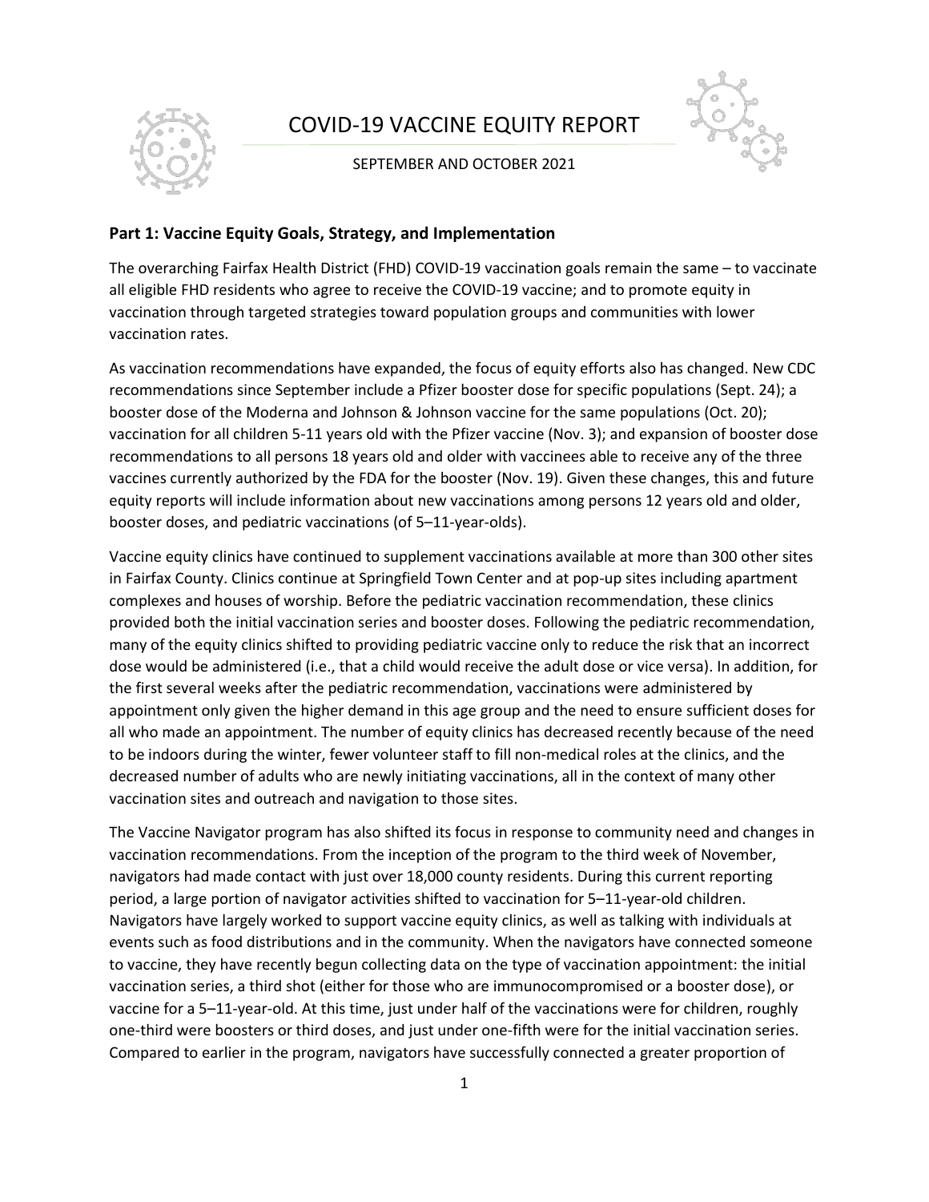# COVID-19 VACCINE EQUITY REPORT

SEPTEMBER AND OCTOBER 2021

## Part 1: Vaccine Equity Goals, Strategy, and Implementation

The overarching Fairfax Health District (FHD) COVID-19 vaccination goals remain the same – to vaccinate all eligible FHD residents who agree to receive the COVID-19 vaccine; and to promote equity in vaccination through targeted strategies toward population groups and communities with lower vaccination rates.

As vaccination recommendations have expanded, the focus of equity efforts also has changed. New CDC recommendations since September include a Pfizer booster dose for specific populations (Sept. 24); a booster dose of the Moderna and Johnson & Johnson vaccine for the same populations (Oct. 20); vaccination for all children 5-11 years old with the Pfizer vaccine (Nov. 3); and expansion of booster dose recommendations to all persons 18 years old and older with vaccinees able to receive any of the three vaccines currently authorized by the FDA for the booster (Nov. 19). Given these changes, this and future equity reports will include information about new vaccinations among persons 12 years old and older, booster doses, and pediatric vaccinations (of 5–11-year-olds).

Vaccine equity clinics have continued to supplement vaccinations available at more than 300 other sites in Fairfax County. Clinics continue at Springfield Town Center and at pop-up sites including apartment complexes and houses of worship. Before the pediatric vaccination recommendation, these clinics provided both the initial vaccination series and booster doses. Following the pediatric recommendation, many of the equity clinics shifted to providing pediatric vaccine only to reduce the risk that an incorrect dose would be administered (i.e., that a child would receive the adult dose or vice versa). In addition, for the first several weeks after the pediatric recommendation, vaccinations were administered by appointment only given the higher demand in this age group and the need to ensure sufficient doses for all who made an appointment. The number of equity clinics has decreased recently because of the need to be indoors during the winter, fewer volunteer staff to fill non-medical roles at the clinics, and the decreased number of adults who are newly initiating vaccinations, all in the context of many other vaccination sites and outreach and navigation to those sites.

The Vaccine Navigator program has also shifted its focus in response to community need and changes in vaccination recommendations. From the inception of the program to the third week of November, navigators had made contact with just over 18,000 county residents. During this current reporting period, a large portion of navigator activities shifted to vaccination for 5–11-year-old children. Navigators have largely worked to support vaccine equity clinics, as well as talking with individuals at events such as food distributions and in the community. When the navigators have connected someone to vaccine, they have recently begun collecting data on the type of vaccination appointment: the initial vaccination series, a third shot (either for those who are immunocompromised or a booster dose), or vaccine for a 5–11-year-old. At this time, just under half of the vaccinations were for children, roughly one-third were boosters or third doses, and just under one-fifth were for the initial vaccination series. Compared to earlier in the program, navigators have successfully connected a greater proportion of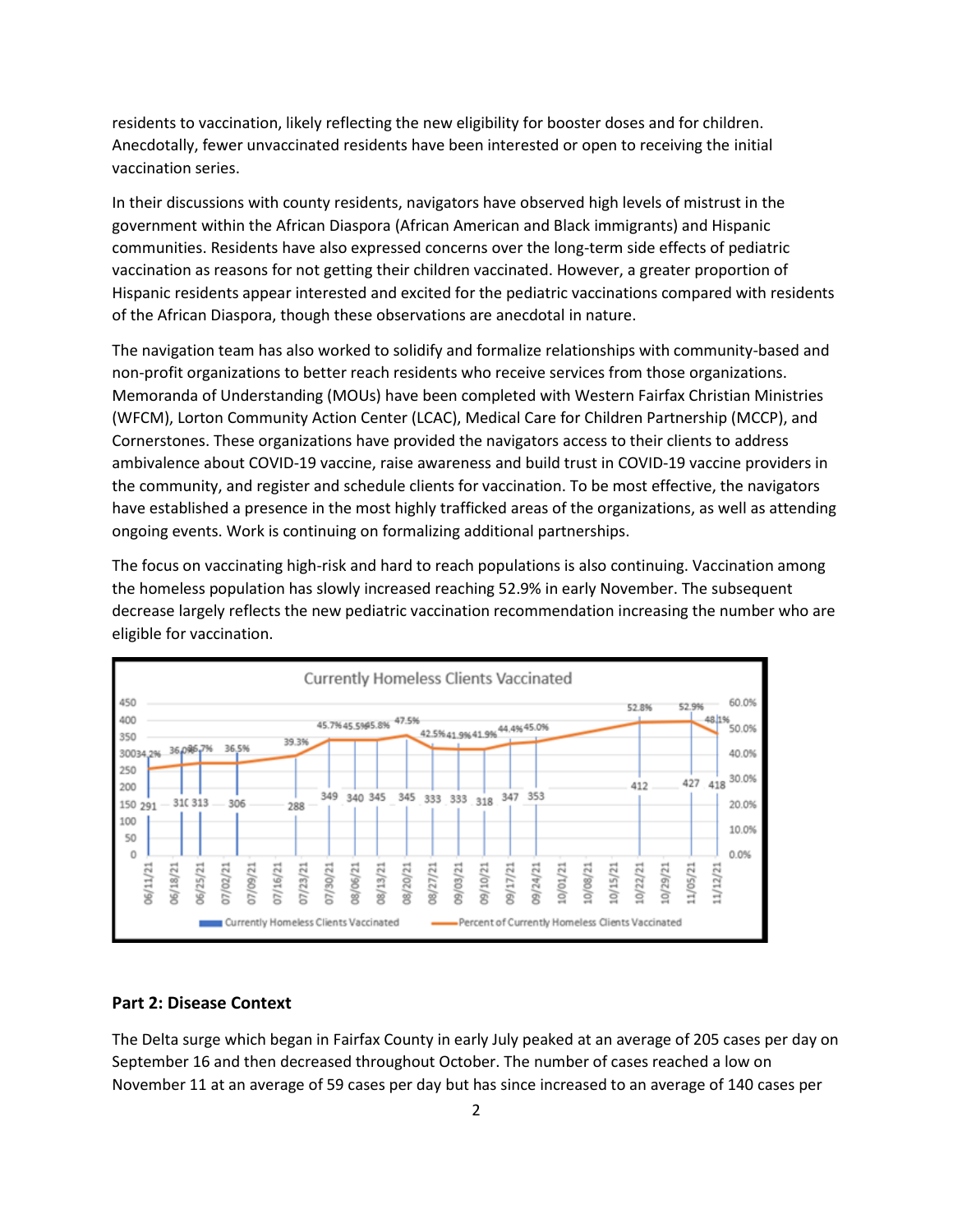residents to vaccination, likely reflecting the new eligibility for booster doses and for children. Anecdotally, fewer unvaccinated residents have been interested or open to receiving the initial vaccination series.

In their discussions with county residents, navigators have observed high levels of mistrust in the government within the African Diaspora (African American and Black immigrants) and Hispanic communities. Residents have also expressed concerns over the long-term side effects of pediatric vaccination as reasons for not getting their children vaccinated. However, a greater proportion of Hispanic residents appear interested and excited for the pediatric vaccinations compared with residents of the African Diaspora, though these observations are anecdotal in nature.

The navigation team has also worked to solidify and formalize relationships with community-based and non-profit organizations to better reach residents who receive services from those organizations. Memoranda of Understanding (MOUs) have been completed with Western Fairfax Christian Ministries (WFCM), Lorton Community Action Center (LCAC), Medical Care for Children Partnership (MCCP), and Cornerstones. These organizations have provided the navigators access to their clients to address ambivalence about COVID-19 vaccine, raise awareness and build trust in COVID-19 vaccine providers in the community, and register and schedule clients for vaccination. To be most effective, the navigators have established a presence in the most highly trafficked areas of the organizations, as well as attending ongoing events. Work is continuing on formalizing additional partnerships.

The focus on vaccinating high-risk and hard to reach populations is also continuing. Vaccination among the homeless population has slowly increased reaching 52.9% in early November. The subsequent decrease largely reflects the new pediatric vaccination recommendation increasing the number who are eligible for vaccination.

**Currently Homeless Clients Vaccinated**

| Date | Currently Homeless Clients Vaccinated | Percent of Currently Homeless Clients Vaccinated |
|---|---|---|
| 06/11/21 | 291 | 34.2% |
| 06/18/21 | 310 | 36.0% |
| 06/25/21 | 313 | 36.7% |
| 07/02/21 | 306 | 36.5% |
| 07/09/21 | | |
| 07/16/21 | | |
| 07/23/21 | 288 | 39.3% |
| 07/30/21 | 349 | 45.7% |
| 08/06/21 | 340 | 45.5% |
| 08/13/21 | 345 | 45.8% |
| 08/20/21 | 345 | 47.5% |
| 08/27/21 | 333 | 42.5% |
| 09/03/21 | 333 | 41.9% |
| 09/10/21 | 318 | 41.9% |
| 09/17/21 | 347 | 44.4% |
| 09/24/21 | 353 | 45.0% |
| 10/01/21 | | |
| 10/08/21 | | |
| 10/15/21 | | |
| 10/22/21 | 412 | 52.8% |
| 10/29/21 | | |
| 11/05/21 | 427 | 52.9% |
| 11/12/21 | 418 | 48.1% |

## Part 2: Disease Context

The Delta surge which began in Fairfax County in early July peaked at an average of 205 cases per day on September 16 and then decreased throughout October. The number of cases reached a low on November 11 at an average of 59 cases per day but has since increased to an average of 140 cases per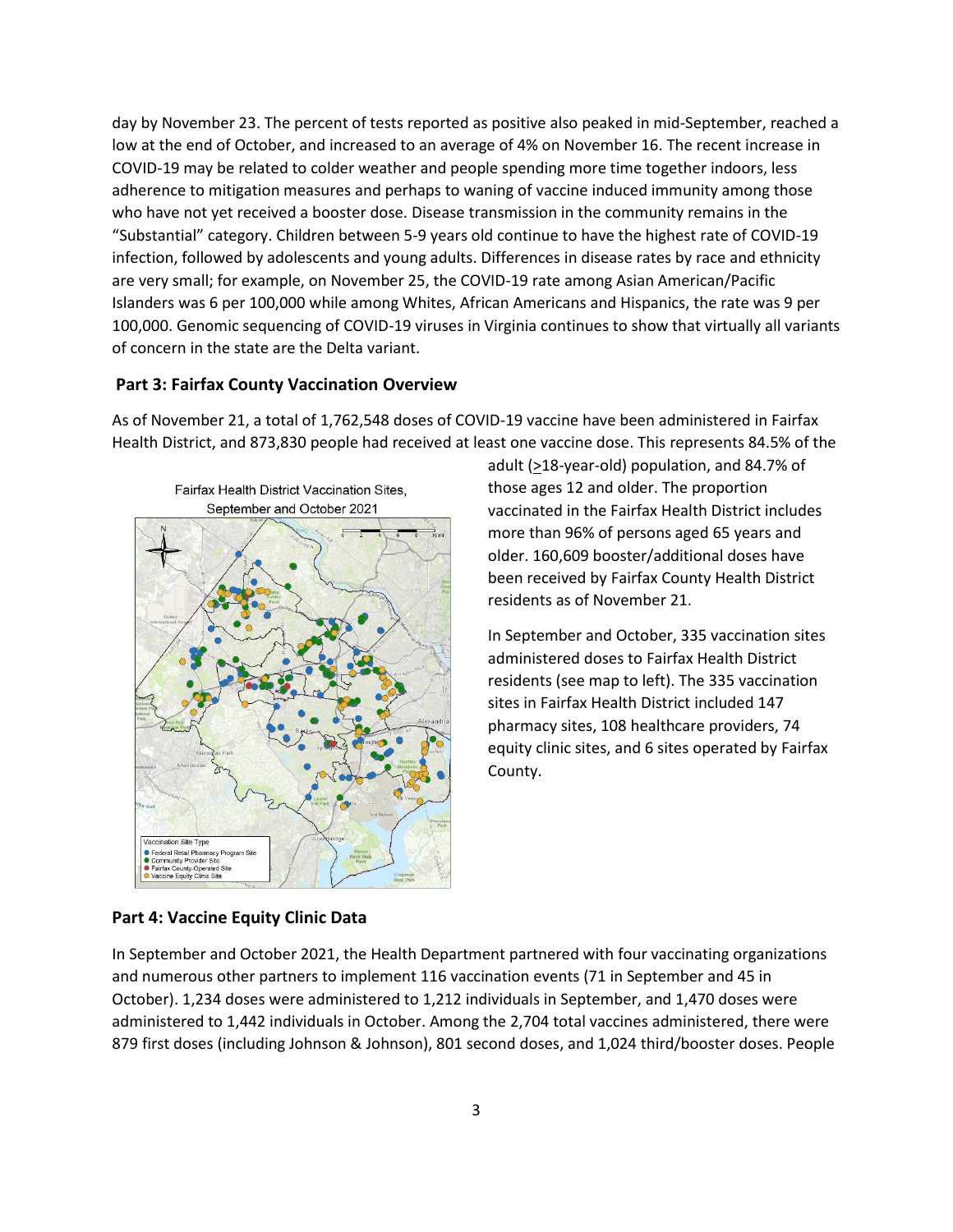day by November 23. The percent of tests reported as positive also peaked in mid-September, reached a low at the end of October, and increased to an average of 4% on November 16. The recent increase in COVID-19 may be related to colder weather and people spending more time together indoors, less adherence to mitigation measures and perhaps to waning of vaccine induced immunity among those who have not yet received a booster dose. Disease transmission in the community remains in the "Substantial" category. Children between 5-9 years old continue to have the highest rate of COVID-19 infection, followed by adolescents and young adults. Differences in disease rates by race and ethnicity are very small; for example, on November 25, the COVID-19 rate among Asian American/Pacific Islanders was 6 per 100,000 while among Whites, African Americans and Hispanics, the rate was 9 per 100,000. Genomic sequencing of COVID-19 viruses in Virginia continues to show that virtually all variants of concern in the state are the Delta variant.

## Part 3: Fairfax County Vaccination Overview

As of November 21, a total of 1,762,548 doses of COVID-19 vaccine have been administered in Fairfax Health District, and 873,830 people had received at least one vaccine dose. This represents 84.5% of the adult (≥18-year-old) population, and 84.7% of those ages 12 and older. The proportion vaccinated in the Fairfax Health District includes more than 96% of persons aged 65 years and older. 160,609 booster/additional doses have been received by Fairfax County Health District residents as of November 21.

Fairfax Health District Vaccination Sites, September and October 2021

In September and October, 335 vaccination sites administered doses to Fairfax Health District residents (see map to left). The 335 vaccination sites in Fairfax Health District included 147 pharmacy sites, 108 healthcare providers, 74 equity clinic sites, and 6 sites operated by Fairfax County.

## Part 4: Vaccine Equity Clinic Data

In September and October 2021, the Health Department partnered with four vaccinating organizations and numerous other partners to implement 116 vaccination events (71 in September and 45 in October). 1,234 doses were administered to 1,212 individuals in September, and 1,470 doses were administered to 1,442 individuals in October. Among the 2,704 total vaccines administered, there were 879 first doses (including Johnson & Johnson), 801 second doses, and 1,024 third/booster doses. People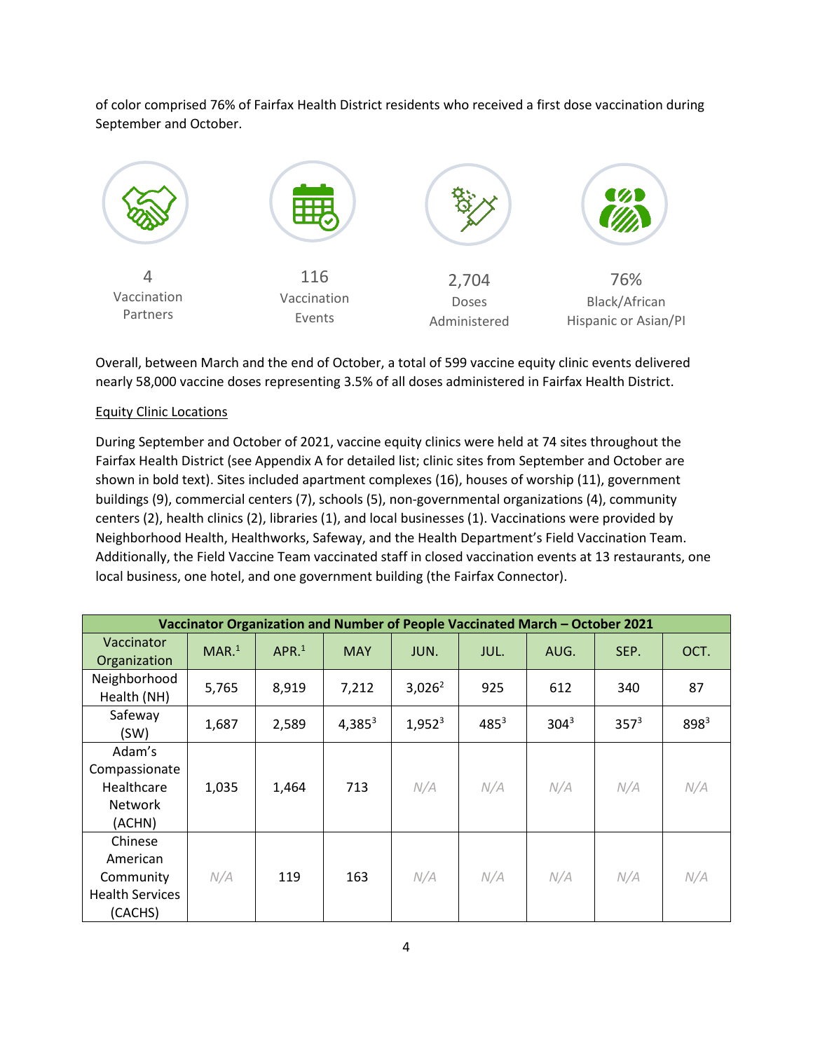of color comprised 76% of Fairfax Health District residents who received a first dose vaccination during September and October.

4
Vaccination Partners

116
Vaccination Events

2,704
Doses Administered

76%
Black/African Hispanic or Asian/PI

Overall, between March and the end of October, a total of 599 vaccine equity clinic events delivered nearly 58,000 vaccine doses representing 3.5% of all doses administered in Fairfax Health District.

Equity Clinic Locations

During September and October of 2021, vaccine equity clinics were held at 74 sites throughout the Fairfax Health District (see Appendix A for detailed list; clinic sites from September and October are shown in bold text). Sites included apartment complexes (16), houses of worship (11), government buildings (9), commercial centers (7), schools (5), non-governmental organizations (4), community centers (2), health clinics (2), libraries (1), and local businesses (1). Vaccinations were provided by Neighborhood Health, Healthworks, Safeway, and the Health Department's Field Vaccination Team. Additionally, the Field Vaccine Team vaccinated staff in closed vaccination events at 13 restaurants, one local business, one hotel, and one government building (the Fairfax Connector).

| Vaccinator Organization and Number of People Vaccinated March – October 2021 | | | | | | | | |
|---|---|---|---|---|---|---|---|---|
| Vaccinator Organization | MAR.[1] | APR.[1] | MAY | JUN. | JUL. | AUG. | SEP. | OCT. |
| Neighborhood Health (NH) | 5,765 | 8,919 | 7,212 | 3,026[2] | 925 | 612 | 340 | 87 |
| Safeway (SW) | 1,687 | 2,589 | 4,385[3] | 1,952[3] | 485[3] | 304[3] | 357[3] | 898[3] |
| Adam's Compassionate Healthcare Network (ACHN) | 1,035 | 1,464 | 713 | N/A | N/A | N/A | N/A | N/A |
| Chinese American Community Health Services (CACHS) | N/A | 119 | 163 | N/A | N/A | N/A | N/A | N/A |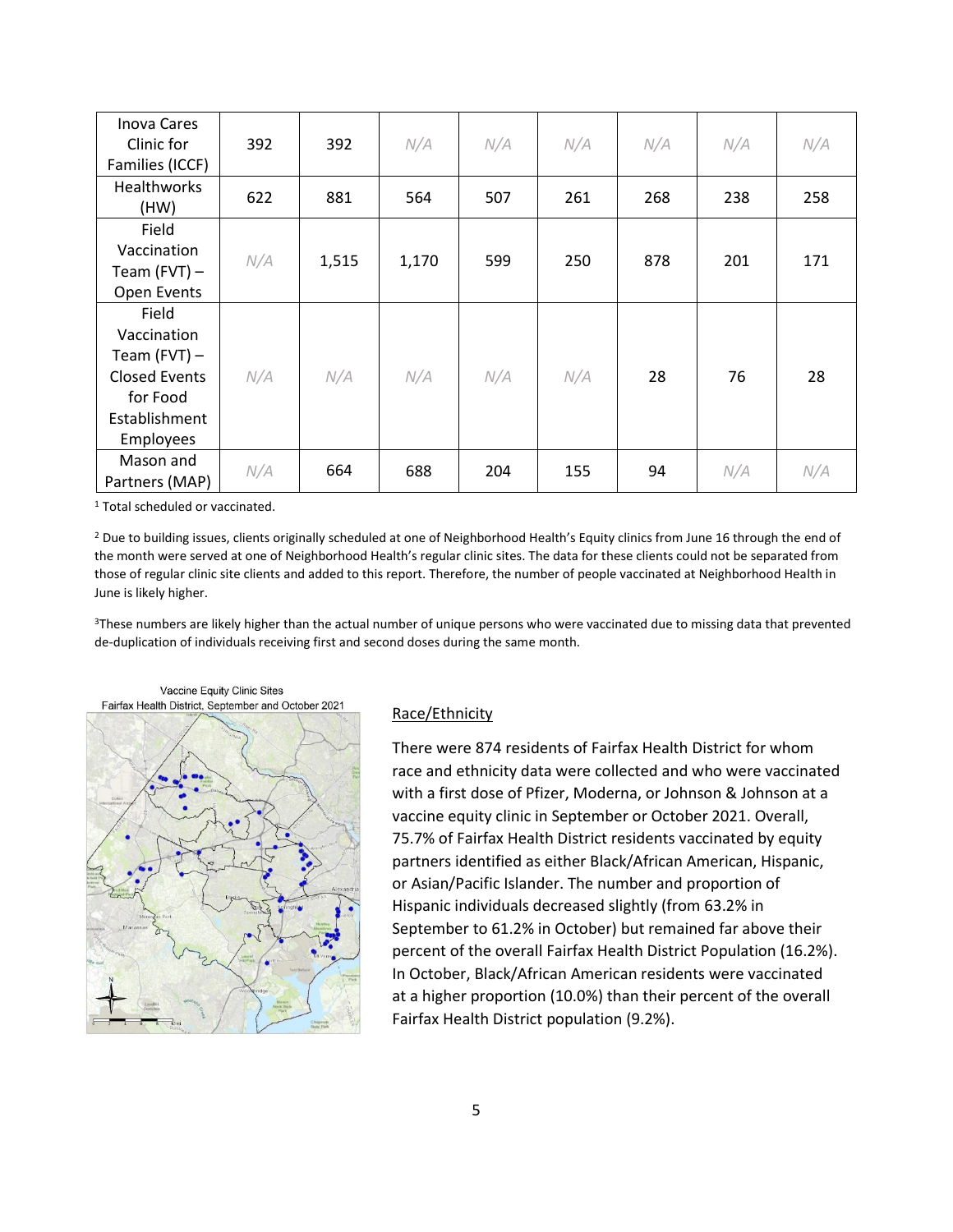| Inova Cares Clinic for Families (ICCF) | 392 | 392 | *N/A* | *N/A* | *N/A* | *N/A* | *N/A* | *N/A* |
|---|---|---|---|---|---|---|---|---|
| Healthworks (HW) | 622 | 881 | 564 | 507 | 261 | 268 | 238 | 258 |
| Field Vaccination Team (FVT) – Open Events | *N/A* | 1,515 | 1,170 | 599 | 250 | 878 | 201 | 171 |
| Field Vaccination Team (FVT) – Closed Events for Food Establishment Employees | *N/A* | *N/A* | *N/A* | *N/A* | *N/A* | 28 | 76 | 28 |
| Mason and Partners (MAP) | *N/A* | 664 | 688 | 204 | 155 | 94 | *N/A* | *N/A* |

[1] Total scheduled or vaccinated.

[2] Due to building issues, clients originally scheduled at one of Neighborhood Health's Equity clinics from June 16 through the end of the month were served at one of Neighborhood Health's regular clinic sites. The data for these clients could not be separated from those of regular clinic site clients and added to this report. Therefore, the number of people vaccinated at Neighborhood Health in June is likely higher.

[3] These numbers are likely higher than the actual number of unique persons who were vaccinated due to missing data that prevented de-duplication of individuals receiving first and second doses during the same month.

Vaccine Equity Clinic Sites
Fairfax Health District, September and October 2021

## Race/Ethnicity

There were 874 residents of Fairfax Health District for whom race and ethnicity data were collected and who were vaccinated with a first dose of Pfizer, Moderna, or Johnson & Johnson at a vaccine equity clinic in September or October 2021. Overall, 75.7% of Fairfax Health District residents vaccinated by equity partners identified as either Black/African American, Hispanic, or Asian/Pacific Islander. The number and proportion of Hispanic individuals decreased slightly (from 63.2% in September to 61.2% in October) but remained far above their percent of the overall Fairfax Health District Population (16.2%). In October, Black/African American residents were vaccinated at a higher proportion (10.0%) than their percent of the overall Fairfax Health District population (9.2%).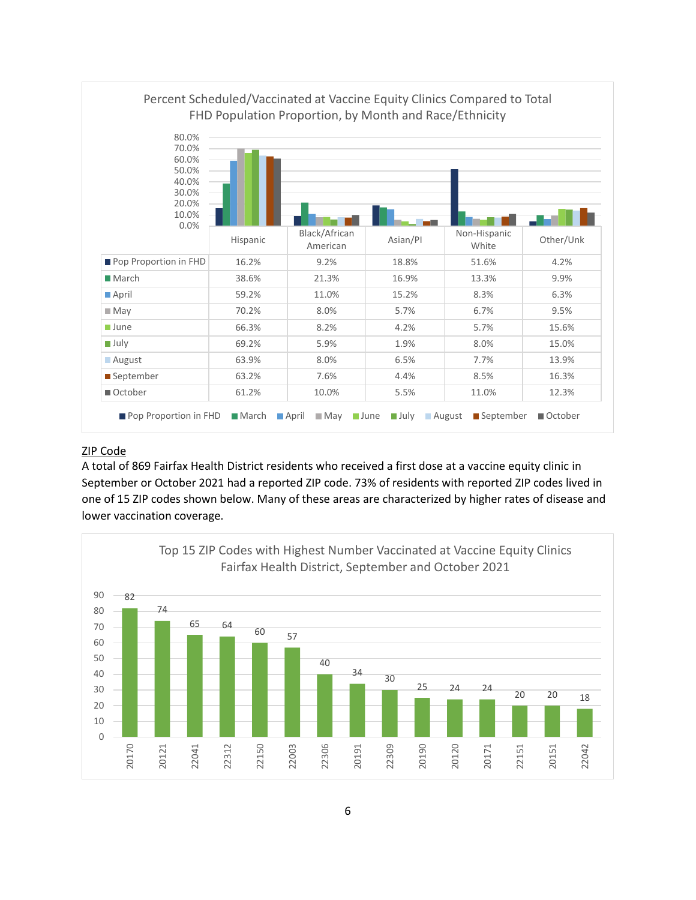Percent Scheduled/Vaccinated at Vaccine Equity Clinics Compared to Total FHD Population Proportion, by Month and Race/Ethnicity

| | Hispanic | Black/African American | Asian/PI | Non-Hispanic White | Other/Unk |
|---|---|---|---|---|---|
| Pop Proportion in FHD | 16.2% | 9.2% | 18.8% | 51.6% | 4.2% |
| March | 38.6% | 21.3% | 16.9% | 13.3% | 9.9% |
| April | 59.2% | 11.0% | 15.2% | 8.3% | 6.3% |
| May | 70.2% | 8.0% | 5.7% | 6.7% | 9.5% |
| June | 66.3% | 8.2% | 4.2% | 5.7% | 15.6% |
| July | 69.2% | 5.9% | 1.9% | 8.0% | 15.0% |
| August | 63.9% | 8.0% | 6.5% | 7.7% | 13.9% |
| September | 63.2% | 7.6% | 4.4% | 8.5% | 16.3% |
| October | 61.2% | 10.0% | 5.5% | 11.0% | 12.3% |

<u>ZIP Code</u>

A total of 869 Fairfax Health District residents who received a first dose at a vaccine equity clinic in September or October 2021 had a reported ZIP code. 73% of residents with reported ZIP codes lived in one of 15 ZIP codes shown below. Many of these areas are characterized by higher rates of disease and lower vaccination coverage.

Top 15 ZIP Codes with Highest Number Vaccinated at Vaccine Equity Clinics Fairfax Health District, September and October 2021

| ZIP Code | Number Vaccinated |
|---|---|
| 20170 | 82 |
| 20121 | 74 |
| 22041 | 65 |
| 22312 | 64 |
| 22150 | 60 |
| 22003 | 57 |
| 22306 | 40 |
| 20191 | 34 |
| 22309 | 30 |
| 20190 | 25 |
| 20120 | 24 |
| 20171 | 24 |
| 22151 | 20 |
| 20151 | 20 |
| 22042 | 18 |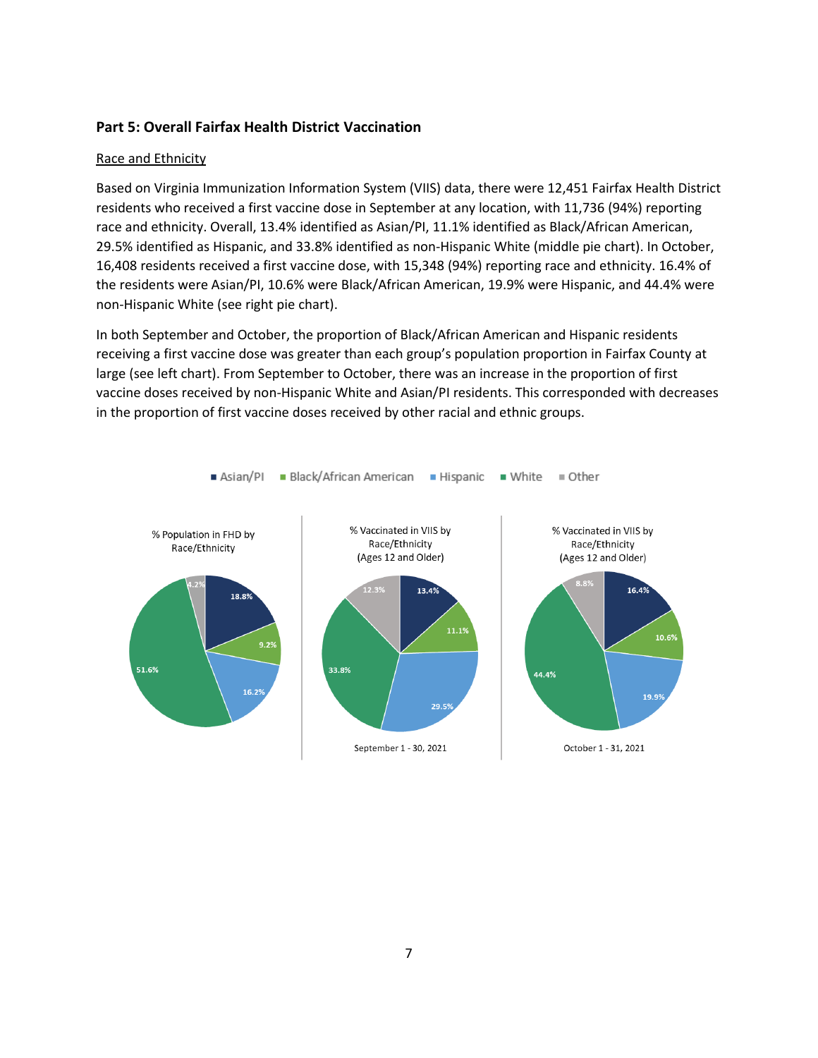## Part 5: Overall Fairfax Health District Vaccination

<u>Race and Ethnicity</u>

Based on Virginia Immunization Information System (VIIS) data, there were 12,451 Fairfax Health District residents who received a first vaccine dose in September at any location, with 11,736 (94%) reporting race and ethnicity. Overall, 13.4% identified as Asian/PI, 11.1% identified as Black/African American, 29.5% identified as Hispanic, and 33.8% identified as non-Hispanic White (middle pie chart). In October, 16,408 residents received a first vaccine dose, with 15,348 (94%) reporting race and ethnicity. 16.4% of the residents were Asian/PI, 10.6% were Black/African American, 19.9% were Hispanic, and 44.4% were non-Hispanic White (see right pie chart).

In both September and October, the proportion of Black/African American and Hispanic residents receiving a first vaccine dose was greater than each group's population proportion in Fairfax County at large (see left chart). From September to October, there was an increase in the proportion of first vaccine doses received by non-Hispanic White and Asian/PI residents. This corresponded with decreases in the proportion of first vaccine doses received by other racial and ethnic groups.

| Race/Ethnicity | % Population in FHD by Race/Ethnicity | % Vaccinated in VIIS by Race/Ethnicity (Ages 12 and Older), September 1 - 30, 2021 | % Vaccinated in VIIS by Race/Ethnicity (Ages 12 and Older), October 1 - 31, 2021 |
|---|---|---|---|
| Asian/PI | 18.8% | 13.4% | 16.4% |
| Black/African American | 9.2% | 11.1% | 10.6% |
| Hispanic | 16.2% | 29.5% | 19.9% |
| White | 51.6% | 33.8% | 44.4% |
| Other | 4.2% | 12.3% | 8.8% |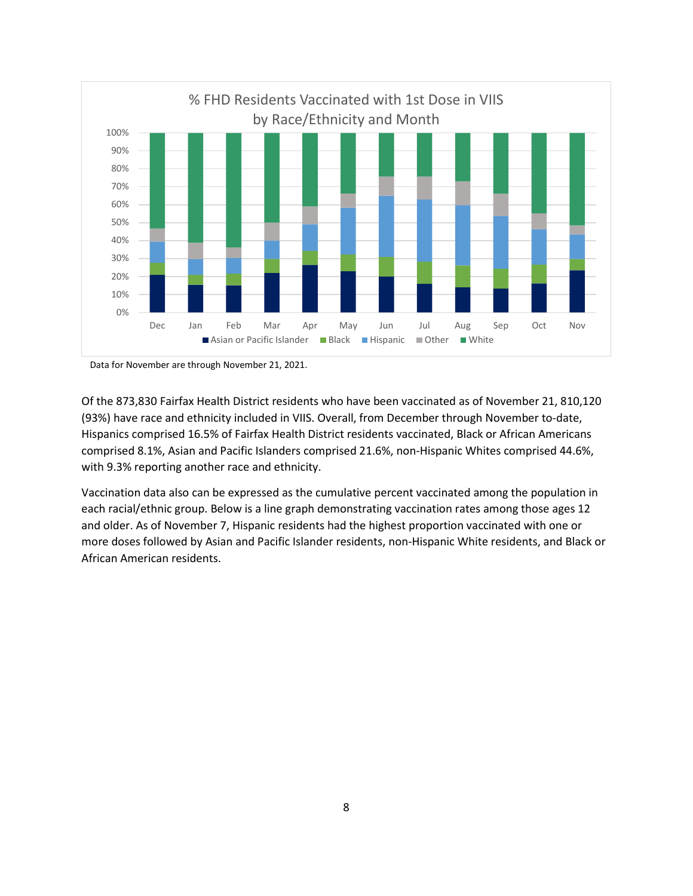% FHD Residents Vaccinated with 1st Dose in VIIS by Race/Ethnicity and Month

Data for November are through November 21, 2021.

Of the 873,830 Fairfax Health District residents who have been vaccinated as of November 21, 810,120 (93%) have race and ethnicity included in VIIS. Overall, from December through November to-date, Hispanics comprised 16.5% of Fairfax Health District residents vaccinated, Black or African Americans comprised 8.1%, Asian and Pacific Islanders comprised 21.6%, non-Hispanic Whites comprised 44.6%, with 9.3% reporting another race and ethnicity.

Vaccination data also can be expressed as the cumulative percent vaccinated among the population in each racial/ethnic group. Below is a line graph demonstrating vaccination rates among those ages 12 and older. As of November 7, Hispanic residents had the highest proportion vaccinated with one or more doses followed by Asian and Pacific Islander residents, non-Hispanic White residents, and Black or African American residents.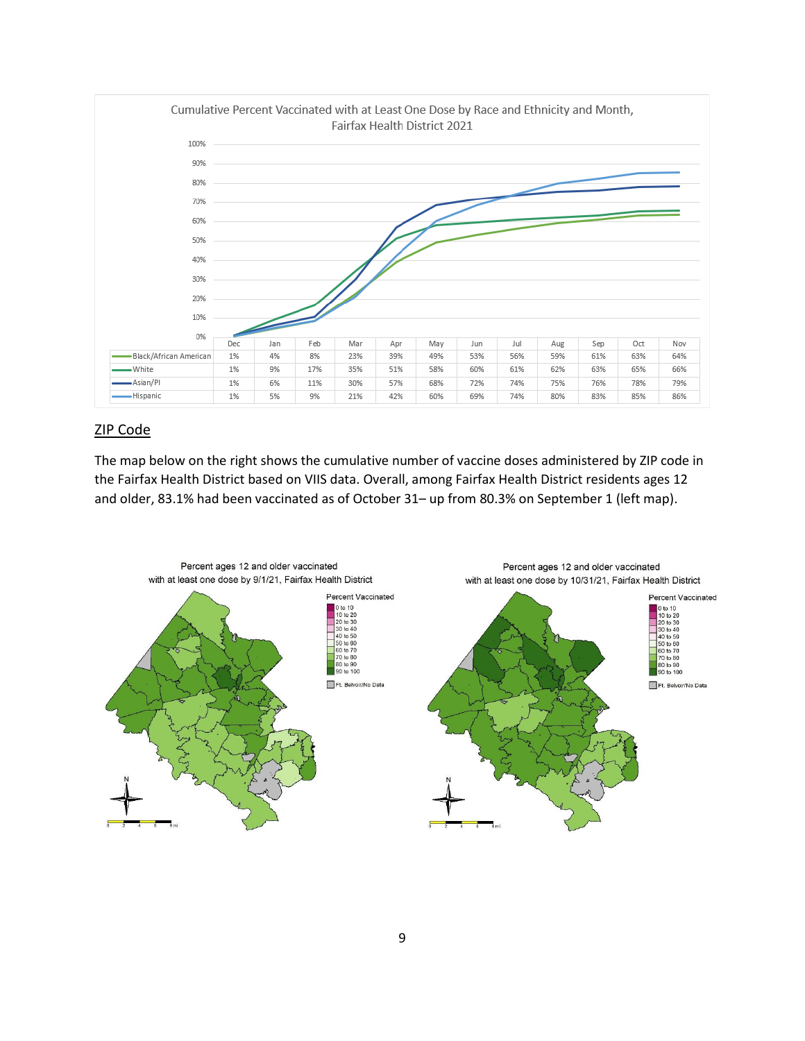Cumulative Percent Vaccinated with at Least One Dose by Race and Ethnicity and Month, Fairfax Health District 2021

| | Dec | Jan | Feb | Mar | Apr | May | Jun | Jul | Aug | Sep | Oct | Nov |
|---|---|---|---|---|---|---|---|---|---|---|---|---|
| Black/African American | 1% | 4% | 8% | 23% | 39% | 49% | 53% | 56% | 59% | 61% | 63% | 64% |
| White | 1% | 9% | 17% | 35% | 51% | 58% | 60% | 61% | 62% | 63% | 65% | 66% |
| Asian/PI | 1% | 6% | 11% | 30% | 57% | 68% | 72% | 74% | 75% | 76% | 78% | 79% |
| Hispanic | 1% | 5% | 9% | 21% | 42% | 60% | 69% | 74% | 80% | 83% | 85% | 86% |

## ZIP Code

The map below on the right shows the cumulative number of vaccine doses administered by ZIP code in the Fairfax Health District based on VIIS data. Overall, among Fairfax Health District residents ages 12 and older, 83.1% had been vaccinated as of October 31– up from 80.3% on September 1 (left map).

Percent ages 12 and older vaccinated with at least one dose by 9/1/21, Fairfax Health District

Percent ages 12 and older vaccinated with at least one dose by 10/31/21, Fairfax Health District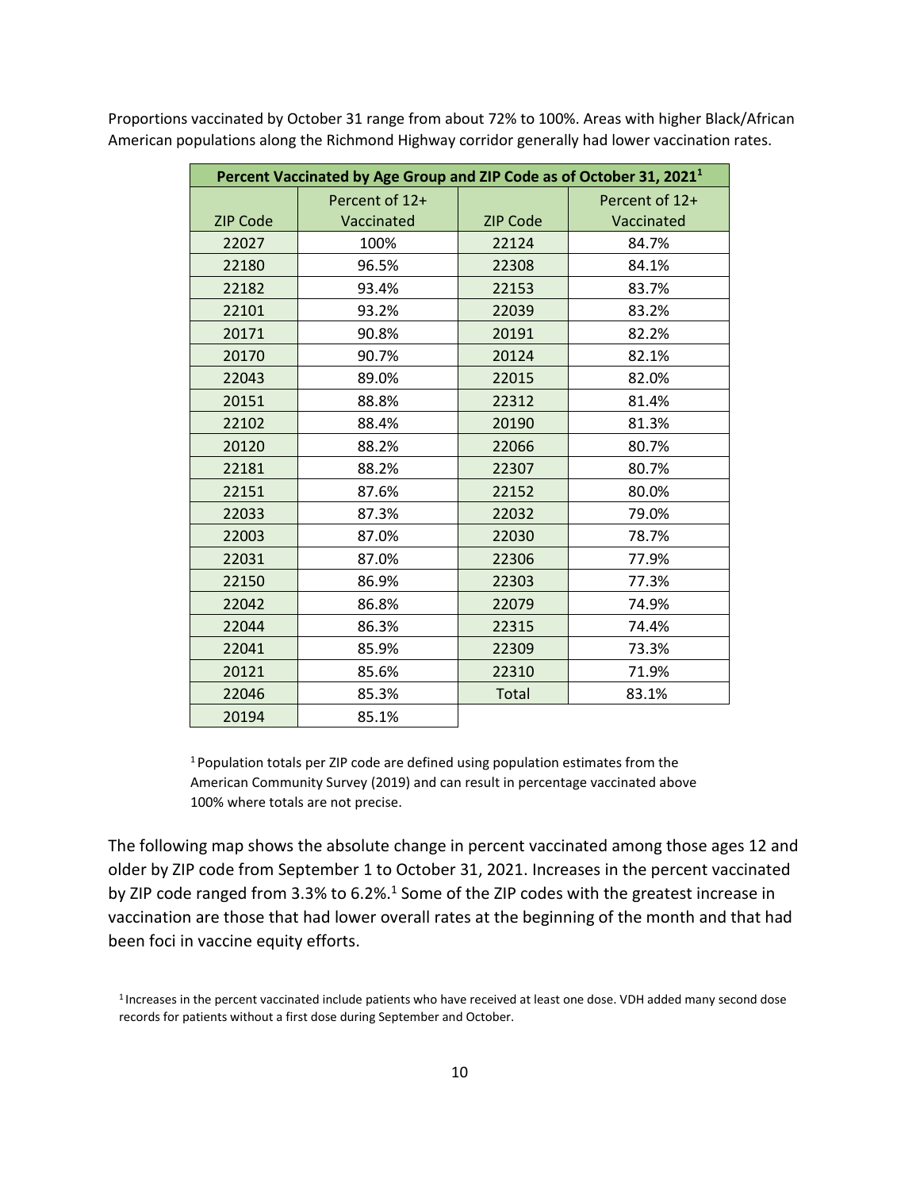Proportions vaccinated by October 31 range from about 72% to 100%. Areas with higher Black/African American populations along the Richmond Highway corridor generally had lower vaccination rates.

| Percent Vaccinated by Age Group and ZIP Code as of October 31, 2021[1] | | | |
|---|---|---|---|
| ZIP Code | Percent of 12+ Vaccinated | ZIP Code | Percent of 12+ Vaccinated |
| 22027 | 100% | 22124 | 84.7% |
| 22180 | 96.5% | 22308 | 84.1% |
| 22182 | 93.4% | 22153 | 83.7% |
| 22101 | 93.2% | 22039 | 83.2% |
| 20171 | 90.8% | 20191 | 82.2% |
| 20170 | 90.7% | 20124 | 82.1% |
| 22043 | 89.0% | 22015 | 82.0% |
| 20151 | 88.8% | 22312 | 81.4% |
| 22102 | 88.4% | 20190 | 81.3% |
| 20120 | 88.2% | 22066 | 80.7% |
| 22181 | 88.2% | 22307 | 80.7% |
| 22151 | 87.6% | 22152 | 80.0% |
| 22033 | 87.3% | 22032 | 79.0% |
| 22003 | 87.0% | 22030 | 78.7% |
| 22031 | 87.0% | 22306 | 77.9% |
| 22150 | 86.9% | 22303 | 77.3% |
| 22042 | 86.8% | 22079 | 74.9% |
| 22044 | 86.3% | 22315 | 74.4% |
| 22041 | 85.9% | 22309 | 73.3% |
| 20121 | 85.6% | 22310 | 71.9% |
| 22046 | 85.3% | Total | 83.1% |
| 20194 | 85.1% | | |

[1] Population totals per ZIP code are defined using population estimates from the American Community Survey (2019) and can result in percentage vaccinated above 100% where totals are not precise.

The following map shows the absolute change in percent vaccinated among those ages 12 and older by ZIP code from September 1 to October 31, 2021. Increases in the percent vaccinated by ZIP code ranged from 3.3% to 6.2%.[1] Some of the ZIP codes with the greatest increase in vaccination are those that had lower overall rates at the beginning of the month and that had been foci in vaccine equity efforts.

[1] Increases in the percent vaccinated include patients who have received at least one dose. VDH added many second dose records for patients without a first dose during September and October.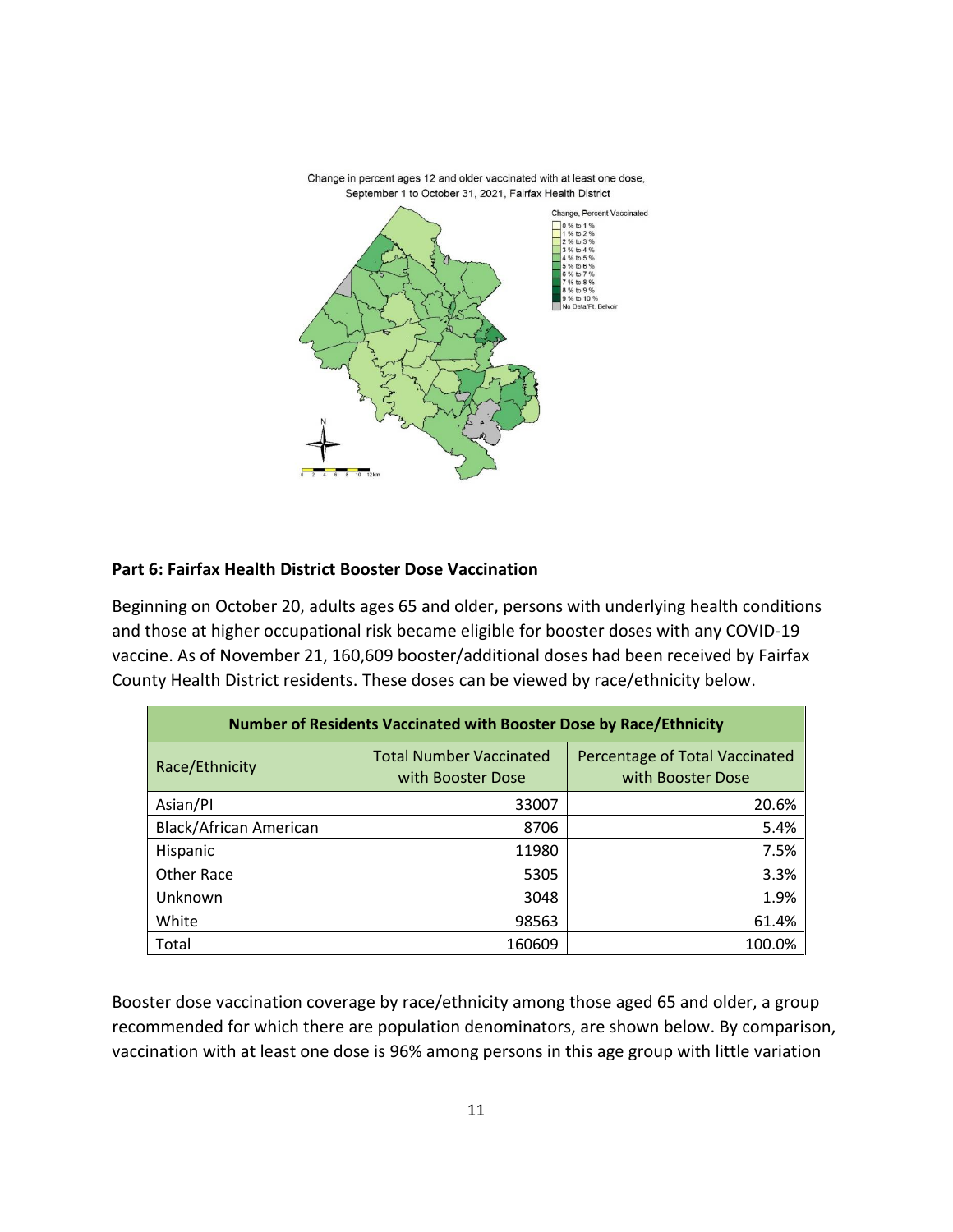Change in percent ages 12 and older vaccinated with at least one dose, September 1 to October 31, 2021, Fairfax Health District

**Part 6: Fairfax Health District Booster Dose Vaccination**

Beginning on October 20, adults ages 65 and older, persons with underlying health conditions and those at higher occupational risk became eligible for booster doses with any COVID-19 vaccine. As of November 21, 160,609 booster/additional doses had been received by Fairfax County Health District residents. These doses can be viewed by race/ethnicity below.

| **Number of Residents Vaccinated with Booster Dose by Race/Ethnicity** | | |
|---|---|---|
| Race/Ethnicity | Total Number Vaccinated with Booster Dose | Percentage of Total Vaccinated with Booster Dose |
| Asian/PI | 33007 | 20.6% |
| Black/African American | 8706 | 5.4% |
| Hispanic | 11980 | 7.5% |
| Other Race | 5305 | 3.3% |
| Unknown | 3048 | 1.9% |
| White | 98563 | 61.4% |
| Total | 160609 | 100.0% |

Booster dose vaccination coverage by race/ethnicity among those aged 65 and older, a group recommended for which there are population denominators, are shown below. By comparison, vaccination with at least one dose is 96% among persons in this age group with little variation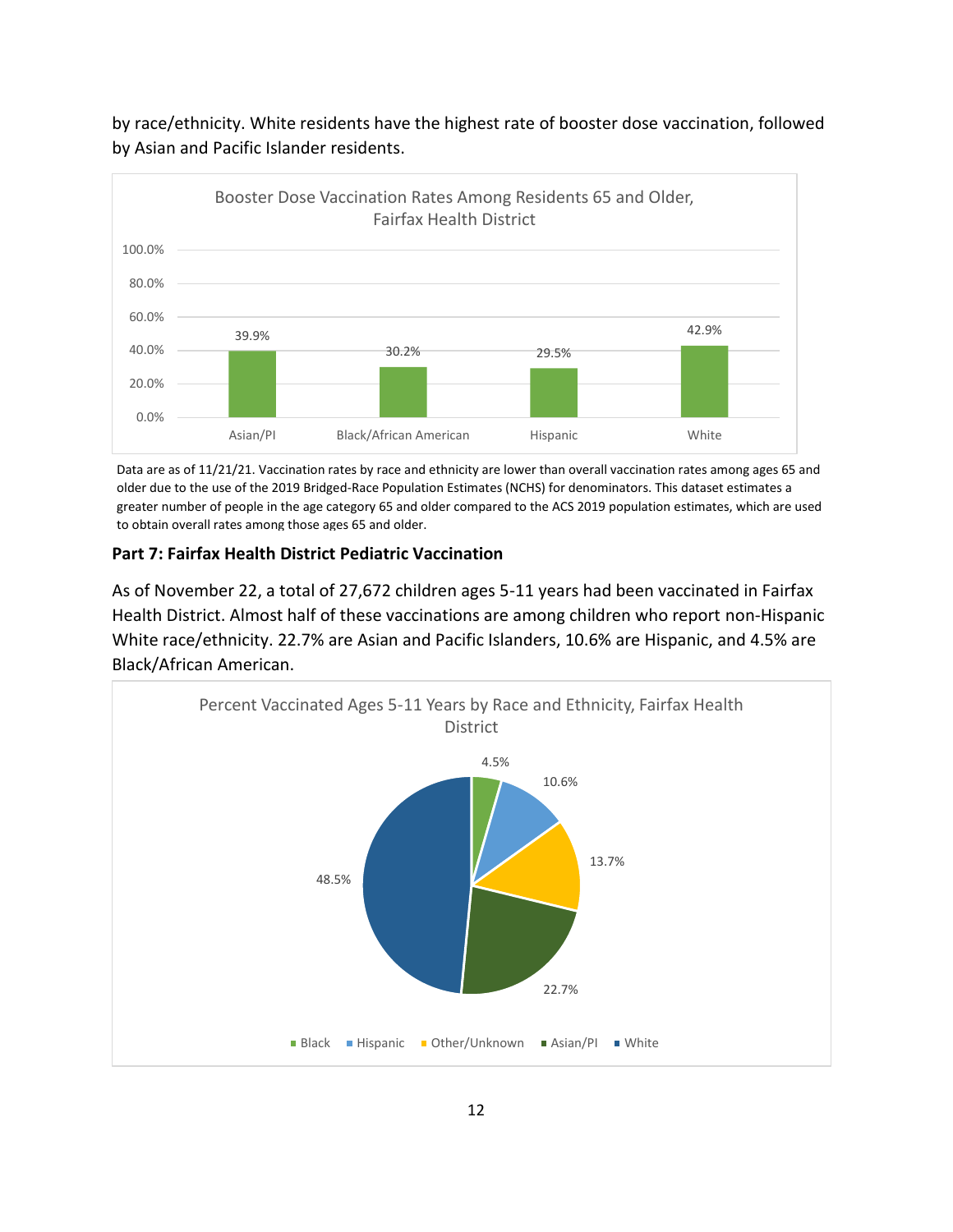by race/ethnicity. White residents have the highest rate of booster dose vaccination, followed by Asian and Pacific Islander residents.

**Booster Dose Vaccination Rates Among Residents 65 and Older, Fairfax Health District**

| Race/Ethnicity | Rate |
|---|---|
| Asian/PI | 39.9% |
| Black/African American | 30.2% |
| Hispanic | 29.5% |
| White | 42.9% |

Data are as of 11/21/21. Vaccination rates by race and ethnicity are lower than overall vaccination rates among ages 65 and older due to the use of the 2019 Bridged-Race Population Estimates (NCHS) for denominators. This dataset estimates a greater number of people in the age category 65 and older compared to the ACS 2019 population estimates, which are used to obtain overall rates among those ages 65 and older.

### Part 7: Fairfax Health District Pediatric Vaccination

As of November 22, a total of 27,672 children ages 5-11 years had been vaccinated in Fairfax Health District. Almost half of these vaccinations are among children who report non-Hispanic White race/ethnicity. 22.7% are Asian and Pacific Islanders, 10.6% are Hispanic, and 4.5% are Black/African American.

**Percent Vaccinated Ages 5-11 Years by Race and Ethnicity, Fairfax Health District**

| Race/Ethnicity | Percent |
|---|---|
| Black | 4.5% |
| Hispanic | 10.6% |
| Other/Unknown | 13.7% |
| Asian/PI | 22.7% |
| White | 48.5% |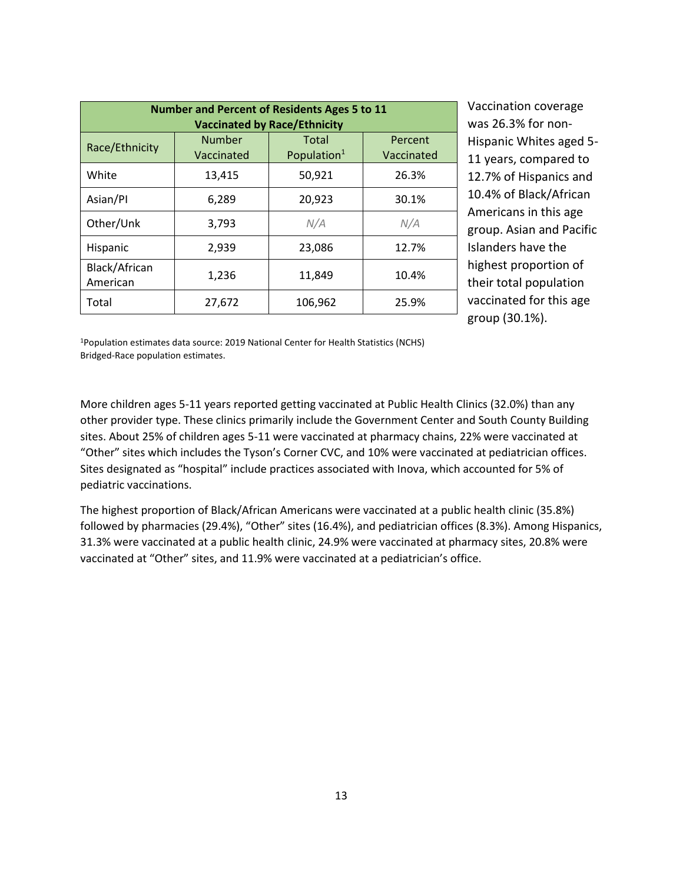| Number and Percent of Residents Ages 5 to 11 Vaccinated by Race/Ethnicity | | | |
|---|---|---|---|
| Race/Ethnicity | Number Vaccinated | Total Population[1] | Percent Vaccinated |
| White | 13,415 | 50,921 | 26.3% |
| Asian/PI | 6,289 | 20,923 | 30.1% |
| Other/Unk | 3,793 | *N/A* | *N/A* |
| Hispanic | 2,939 | 23,086 | 12.7% |
| Black/African American | 1,236 | 11,849 | 10.4% |
| Total | 27,672 | 106,962 | 25.9% |

Vaccination coverage was 26.3% for non-Hispanic Whites aged 5-11 years, compared to 12.7% of Hispanics and 10.4% of Black/African Americans in this age group. Asian and Pacific Islanders have the highest proportion of their total population vaccinated for this age group (30.1%).

[1]Population estimates data source: 2019 National Center for Health Statistics (NCHS) Bridged-Race population estimates.

More children ages 5-11 years reported getting vaccinated at Public Health Clinics (32.0%) than any other provider type. These clinics primarily include the Government Center and South County Building sites. About 25% of children ages 5-11 were vaccinated at pharmacy chains, 22% were vaccinated at "Other" sites which includes the Tyson's Corner CVC, and 10% were vaccinated at pediatrician offices. Sites designated as "hospital" include practices associated with Inova, which accounted for 5% of pediatric vaccinations.

The highest proportion of Black/African Americans were vaccinated at a public health clinic (35.8%) followed by pharmacies (29.4%), "Other" sites (16.4%), and pediatrician offices (8.3%). Among Hispanics, 31.3% were vaccinated at a public health clinic, 24.9% were vaccinated at pharmacy sites, 20.8% were vaccinated at "Other" sites, and 11.9% were vaccinated at a pediatrician's office.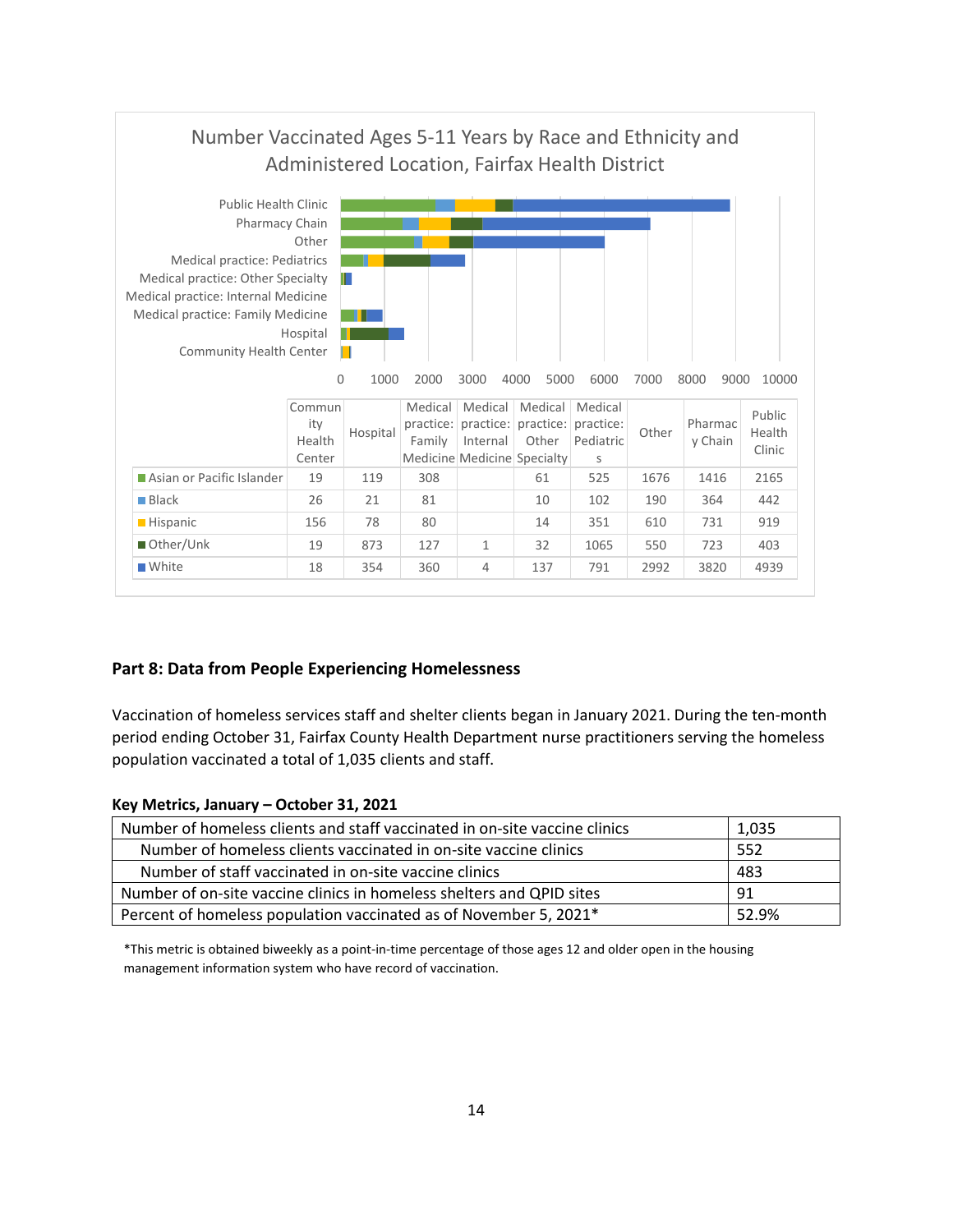Number Vaccinated Ages 5-11 Years by Race and Ethnicity and Administered Location, Fairfax Health District

| | Community Health Center | Hospital | Medical practice: Family Medicine | Medical practice: Internal Medicine | Medical practice: Other Specialty | Medical practice: Pediatrics | Other | Pharmacy Chain | Public Health Clinic |
|---|---|---|---|---|---|---|---|---|---|
| Asian or Pacific Islander | 19 | 119 | 308 | | 61 | 525 | 1676 | 1416 | 2165 |
| Black | 26 | 21 | 81 | | 10 | 102 | 190 | 364 | 442 |
| Hispanic | 156 | 78 | 80 | | 14 | 351 | 610 | 731 | 919 |
| Other/Unk | 19 | 873 | 127 | 1 | 32 | 1065 | 550 | 723 | 403 |
| White | 18 | 354 | 360 | 4 | 137 | 791 | 2992 | 3820 | 4939 |

## Part 8: Data from People Experiencing Homelessness

Vaccination of homeless services staff and shelter clients began in January 2021. During the ten-month period ending October 31, Fairfax County Health Department nurse practitioners serving the homeless population vaccinated a total of 1,035 clients and staff.

**Key Metrics, January – October 31, 2021**

| Metric | Value |
|---|---|
| Number of homeless clients and staff vaccinated in on-site vaccine clinics | 1,035 |
| Number of homeless clients vaccinated in on-site vaccine clinics | 552 |
| Number of staff vaccinated in on-site vaccine clinics | 483 |
| Number of on-site vaccine clinics in homeless shelters and QPID sites | 91 |
| Percent of homeless population vaccinated as of November 5, 2021* | 52.9% |

*This metric is obtained biweekly as a point-in-time percentage of those ages 12 and older open in the housing management information system who have record of vaccination.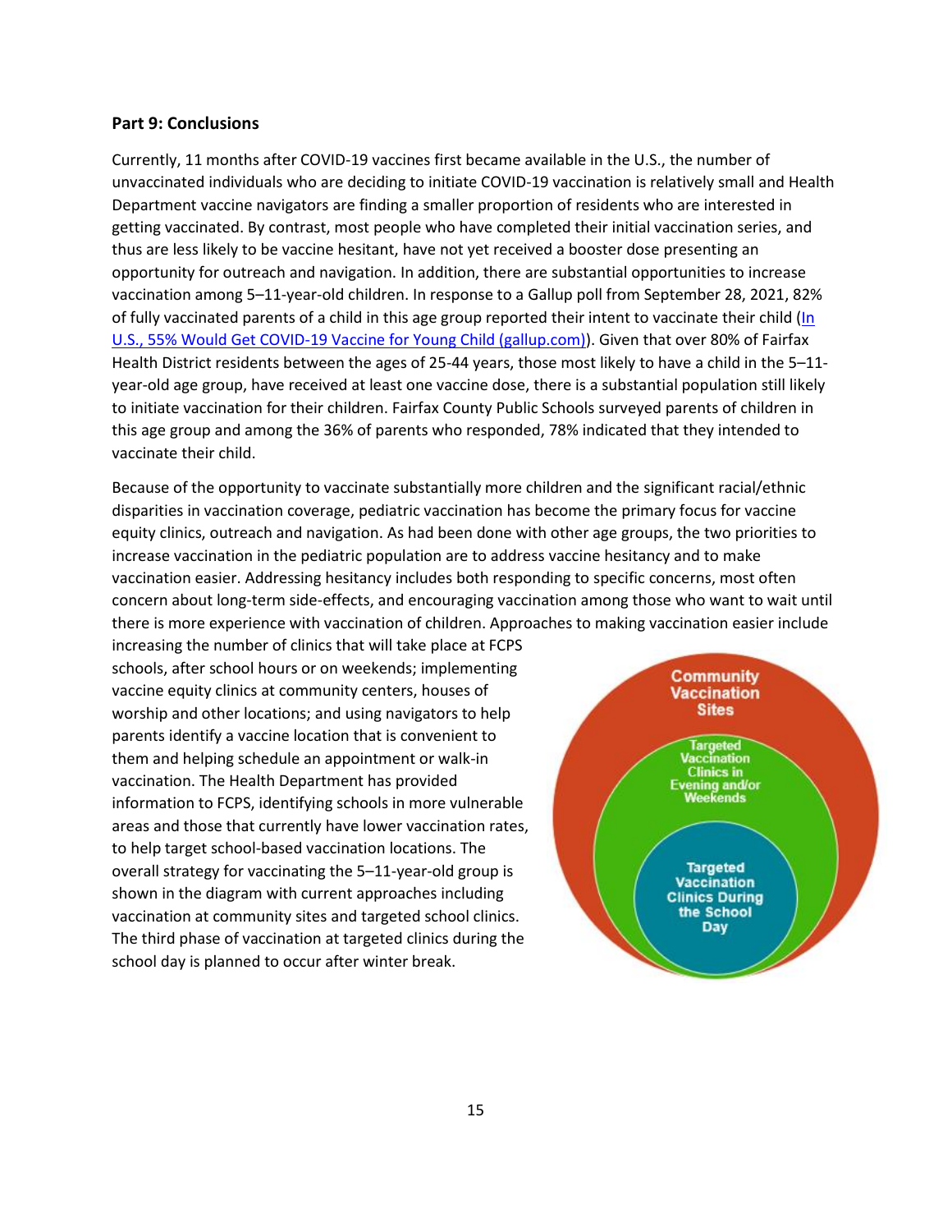## Part 9: Conclusions

Currently, 11 months after COVID-19 vaccines first became available in the U.S., the number of unvaccinated individuals who are deciding to initiate COVID-19 vaccination is relatively small and Health Department vaccine navigators are finding a smaller proportion of residents who are interested in getting vaccinated. By contrast, most people who have completed their initial vaccination series, and thus are less likely to be vaccine hesitant, have not yet received a booster dose presenting an opportunity for outreach and navigation. In addition, there are substantial opportunities to increase vaccination among 5–11-year-old children. In response to a Gallup poll from September 28, 2021, 82% of fully vaccinated parents of a child in this age group reported their intent to vaccinate their child (In U.S., 55% Would Get COVID-19 Vaccine for Young Child (gallup.com)). Given that over 80% of Fairfax Health District residents between the ages of 25-44 years, those most likely to have a child in the 5–11-year-old age group, have received at least one vaccine dose, there is a substantial population still likely to initiate vaccination for their children. Fairfax County Public Schools surveyed parents of children in this age group and among the 36% of parents who responded, 78% indicated that they intended to vaccinate their child.

Because of the opportunity to vaccinate substantially more children and the significant racial/ethnic disparities in vaccination coverage, pediatric vaccination has become the primary focus for vaccine equity clinics, outreach and navigation. As had been done with other age groups, the two priorities to increase vaccination in the pediatric population are to address vaccine hesitancy and to make vaccination easier. Addressing hesitancy includes both responding to specific concerns, most often concern about long-term side-effects, and encouraging vaccination among those who want to wait until there is more experience with vaccination of children. Approaches to making vaccination easier include increasing the number of clinics that will take place at FCPS schools, after school hours or on weekends; implementing vaccine equity clinics at community centers, houses of worship and other locations; and using navigators to help parents identify a vaccine location that is convenient to them and helping schedule an appointment or walk-in vaccination. The Health Department has provided information to FCPS, identifying schools in more vulnerable areas and those that currently have lower vaccination rates, to help target school-based vaccination locations. The overall strategy for vaccinating the 5–11-year-old group is shown in the diagram with current approaches including vaccination at community sites and targeted school clinics. The third phase of vaccination at targeted clinics during the school day is planned to occur after winter break.

Community Vaccination Sites

Targeted Vaccination Clinics in Evening and/or Weekends

Targeted Vaccination Clinics During the School Day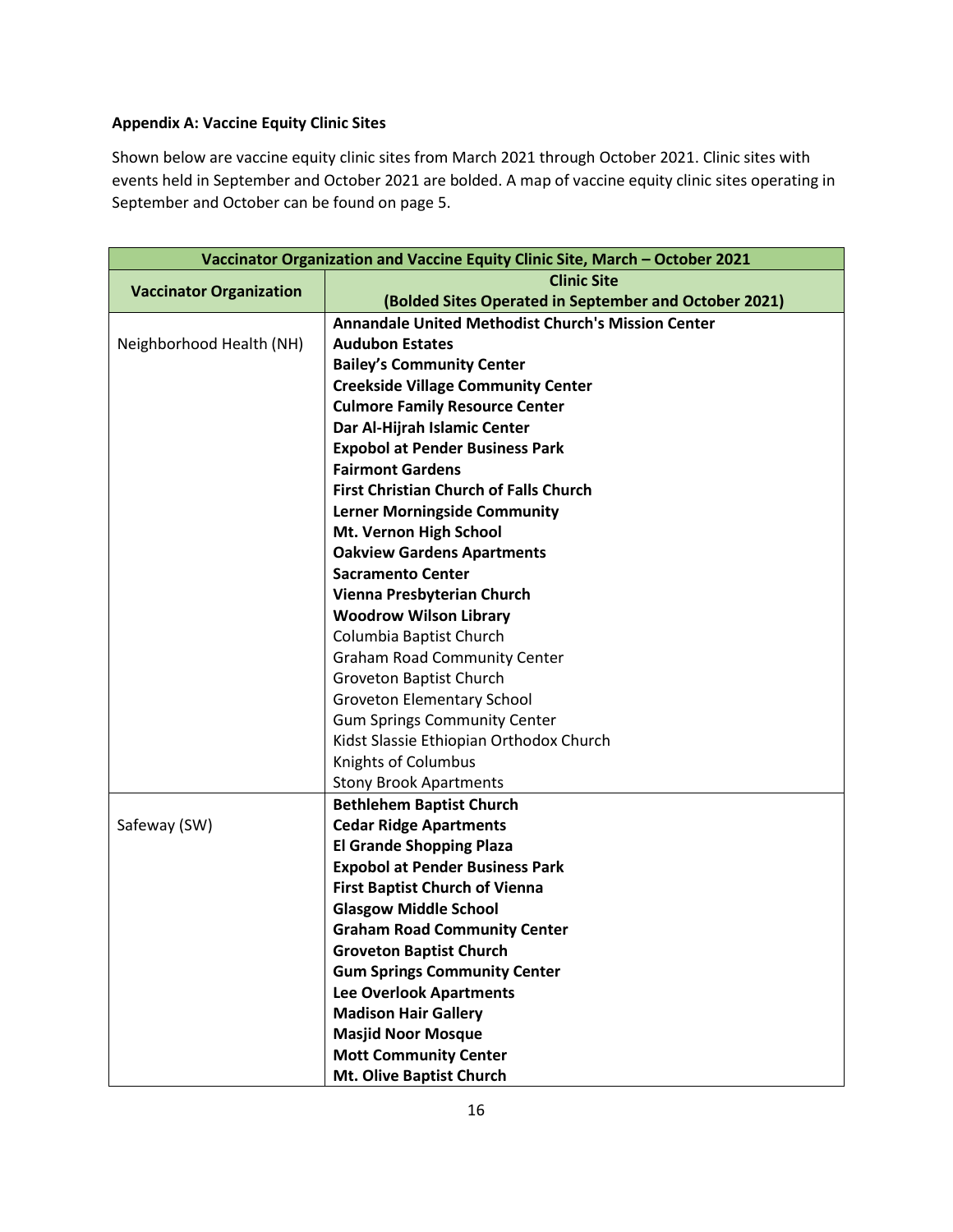**Appendix A: Vaccine Equity Clinic Sites**

Shown below are vaccine equity clinic sites from March 2021 through October 2021. Clinic sites with events held in September and October 2021 are bolded. A map of vaccine equity clinic sites operating in September and October can be found on page 5.

| Vaccinator Organization and Vaccine Equity Clinic Site, March – October 2021 | |
|---|---|
| **Vaccinator Organization** | **Clinic Site (Bolded Sites Operated in September and October 2021)** |
| Neighborhood Health (NH) | **Annandale United Methodist Church's Mission Center** |
| | **Audubon Estates** |
| | **Bailey's Community Center** |
| | **Creekside Village Community Center** |
| | **Culmore Family Resource Center** |
| | **Dar Al-Hijrah Islamic Center** |
| | **Expobol at Pender Business Park** |
| | **Fairmont Gardens** |
| | **First Christian Church of Falls Church** |
| | **Lerner Morningside Community** |
| | **Mt. Vernon High School** |
| | **Oakview Gardens Apartments** |
| | **Sacramento Center** |
| | **Vienna Presbyterian Church** |
| | **Woodrow Wilson Library** |
| | Columbia Baptist Church |
| | Graham Road Community Center |
| | Groveton Baptist Church |
| | Groveton Elementary School |
| | Gum Springs Community Center |
| | Kidst Slassie Ethiopian Orthodox Church |
| | Knights of Columbus |
| | Stony Brook Apartments |
| Safeway (SW) | **Bethlehem Baptist Church** |
| | **Cedar Ridge Apartments** |
| | **El Grande Shopping Plaza** |
| | **Expobol at Pender Business Park** |
| | **First Baptist Church of Vienna** |
| | **Glasgow Middle School** |
| | **Graham Road Community Center** |
| | **Groveton Baptist Church** |
| | **Gum Springs Community Center** |
| | **Lee Overlook Apartments** |
| | **Madison Hair Gallery** |
| | **Masjid Noor Mosque** |
| | **Mott Community Center** |
| | **Mt. Olive Baptist Church** |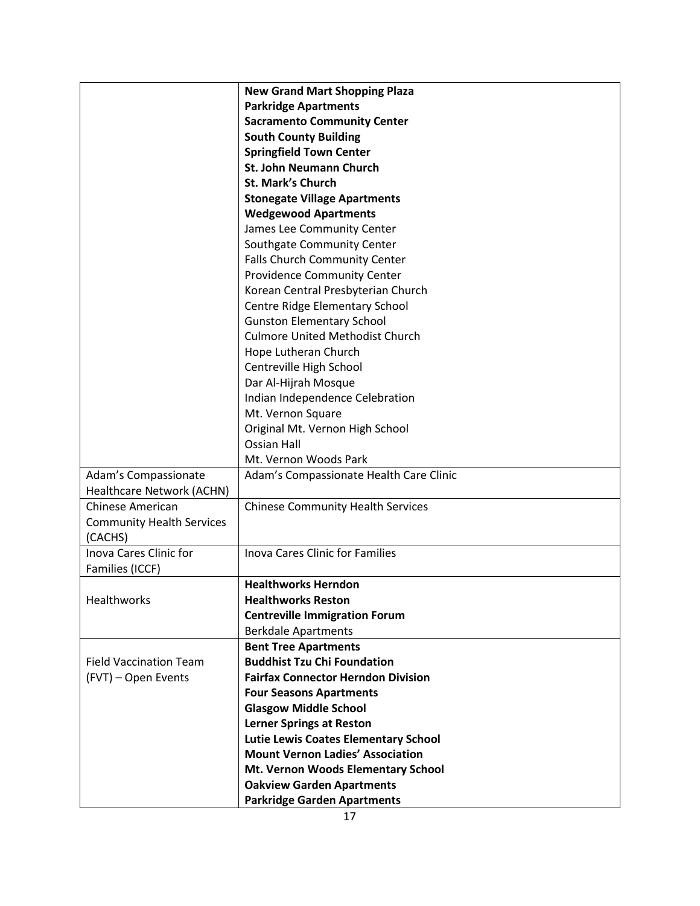| | |
|---|---|
| | **New Grand Mart Shopping Plaza**<br>**Parkridge Apartments**<br>**Sacramento Community Center**<br>**South County Building**<br>**Springfield Town Center**<br>**St. John Neumann Church**<br>**St. Mark's Church**<br>**Stonegate Village Apartments**<br>**Wedgewood Apartments**<br>James Lee Community Center<br>Southgate Community Center<br>Falls Church Community Center<br>Providence Community Center<br>Korean Central Presbyterian Church<br>Centre Ridge Elementary School<br>Gunston Elementary School<br>Culmore United Methodist Church<br>Hope Lutheran Church<br>Centreville High School<br>Dar Al-Hijrah Mosque<br>Indian Independence Celebration<br>Mt. Vernon Square<br>Original Mt. Vernon High School<br>Ossian Hall<br>Mt. Vernon Woods Park |
| Adam's Compassionate Healthcare Network (ACHN) | Adam's Compassionate Health Care Clinic |
| Chinese American Community Health Services (CACHS) | Chinese Community Health Services |
| Inova Cares Clinic for Families (ICCF) | Inova Cares Clinic for Families |
| Healthworks | **Healthworks Herndon**<br>**Healthworks Reston**<br>**Centreville Immigration Forum**<br>Berkdale Apartments |
| Field Vaccination Team (FVT) – Open Events | **Bent Tree Apartments**<br>**Buddhist Tzu Chi Foundation**<br>**Fairfax Connector Herndon Division**<br>**Four Seasons Apartments**<br>**Glasgow Middle School**<br>**Lerner Springs at Reston**<br>**Lutie Lewis Coates Elementary School**<br>**Mount Vernon Ladies' Association**<br>**Mt. Vernon Woods Elementary School**<br>**Oakview Garden Apartments**<br>**Parkridge Garden Apartments** |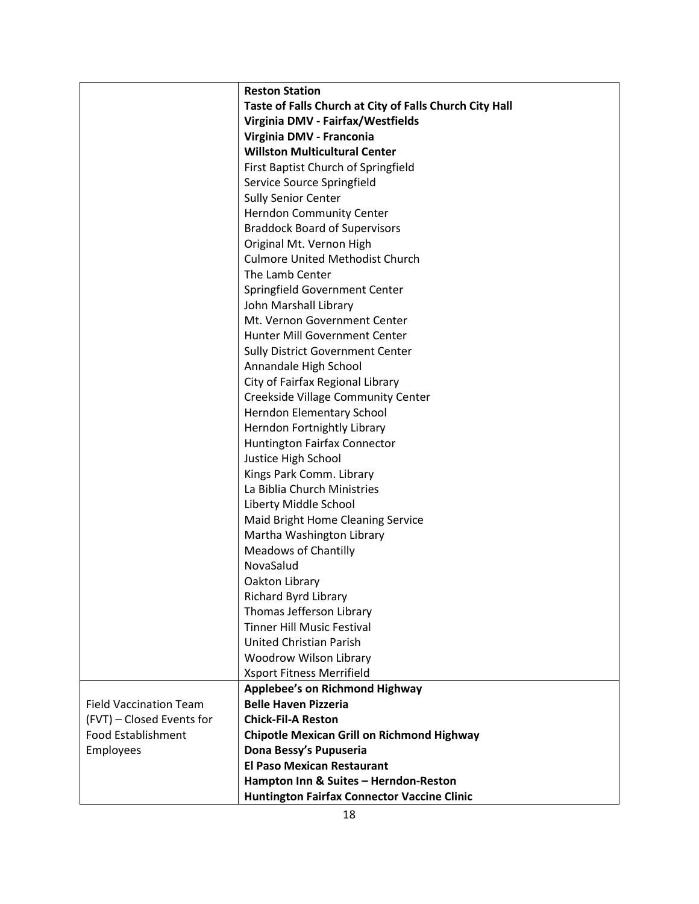| | |
|---|---|
| | **Reston Station**<br>**Taste of Falls Church at City of Falls Church City Hall**<br>**Virginia DMV - Fairfax/Westfields**<br>**Virginia DMV - Franconia**<br>**Willston Multicultural Center**<br>First Baptist Church of Springfield<br>Service Source Springfield<br>Sully Senior Center<br>Herndon Community Center<br>Braddock Board of Supervisors<br>Original Mt. Vernon High<br>Culmore United Methodist Church<br>The Lamb Center<br>Springfield Government Center<br>John Marshall Library<br>Mt. Vernon Government Center<br>Hunter Mill Government Center<br>Sully District Government Center<br>Annandale High School<br>City of Fairfax Regional Library<br>Creekside Village Community Center<br>Herndon Elementary School<br>Herndon Fortnightly Library<br>Huntington Fairfax Connector<br>Justice High School<br>Kings Park Comm. Library<br>La Biblia Church Ministries<br>Liberty Middle School<br>Maid Bright Home Cleaning Service<br>Martha Washington Library<br>Meadows of Chantilly<br>NovaSalud<br>Oakton Library<br>Richard Byrd Library<br>Thomas Jefferson Library<br>Tinner Hill Music Festival<br>United Christian Parish<br>Woodrow Wilson Library<br>Xsport Fitness Merrifield |
| Field Vaccination Team (FVT) – Closed Events for Food Establishment Employees | **Applebee's on Richmond Highway**<br>**Belle Haven Pizzeria**<br>**Chick-Fil-A Reston**<br>**Chipotle Mexican Grill on Richmond Highway**<br>**Dona Bessy's Pupuseria**<br>**El Paso Mexican Restaurant**<br>**Hampton Inn & Suites – Herndon-Reston**<br>**Huntington Fairfax Connector Vaccine Clinic** |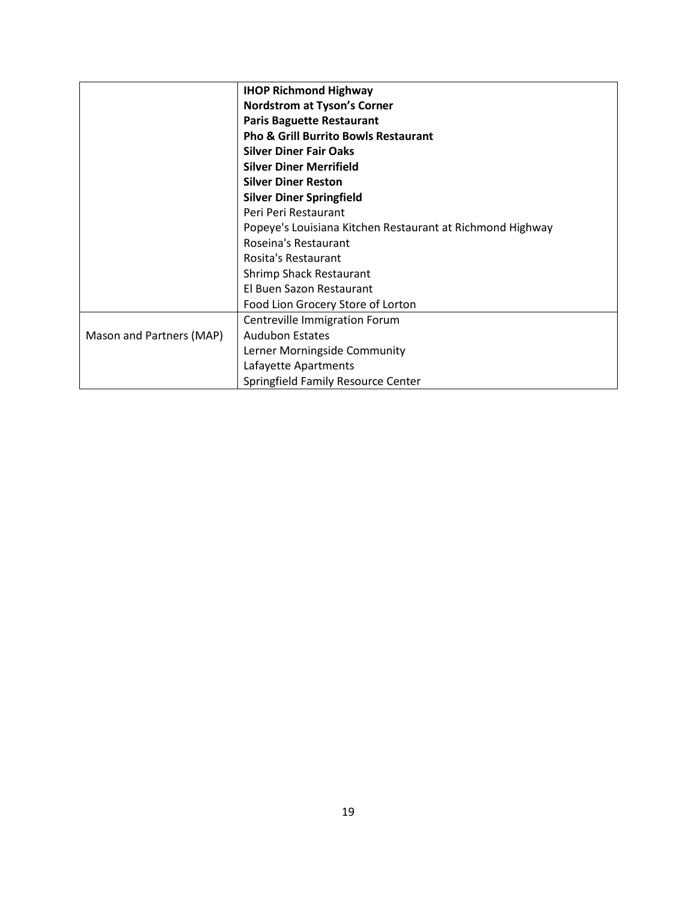| | |
|---|---|
| | **IHOP Richmond Highway**<br>**Nordstrom at Tyson's Corner**<br>**Paris Baguette Restaurant**<br>**Pho & Grill Burrito Bowls Restaurant**<br>**Silver Diner Fair Oaks**<br>**Silver Diner Merrifield**<br>**Silver Diner Reston**<br>**Silver Diner Springfield**<br>Peri Peri Restaurant<br>Popeye's Louisiana Kitchen Restaurant at Richmond Highway<br>Roseina's Restaurant<br>Rosita's Restaurant<br>Shrimp Shack Restaurant<br>El Buen Sazon Restaurant<br>Food Lion Grocery Store of Lorton |
| Mason and Partners (MAP) | Centreville Immigration Forum<br>Audubon Estates<br>Lerner Morningside Community<br>Lafayette Apartments<br>Springfield Family Resource Center |